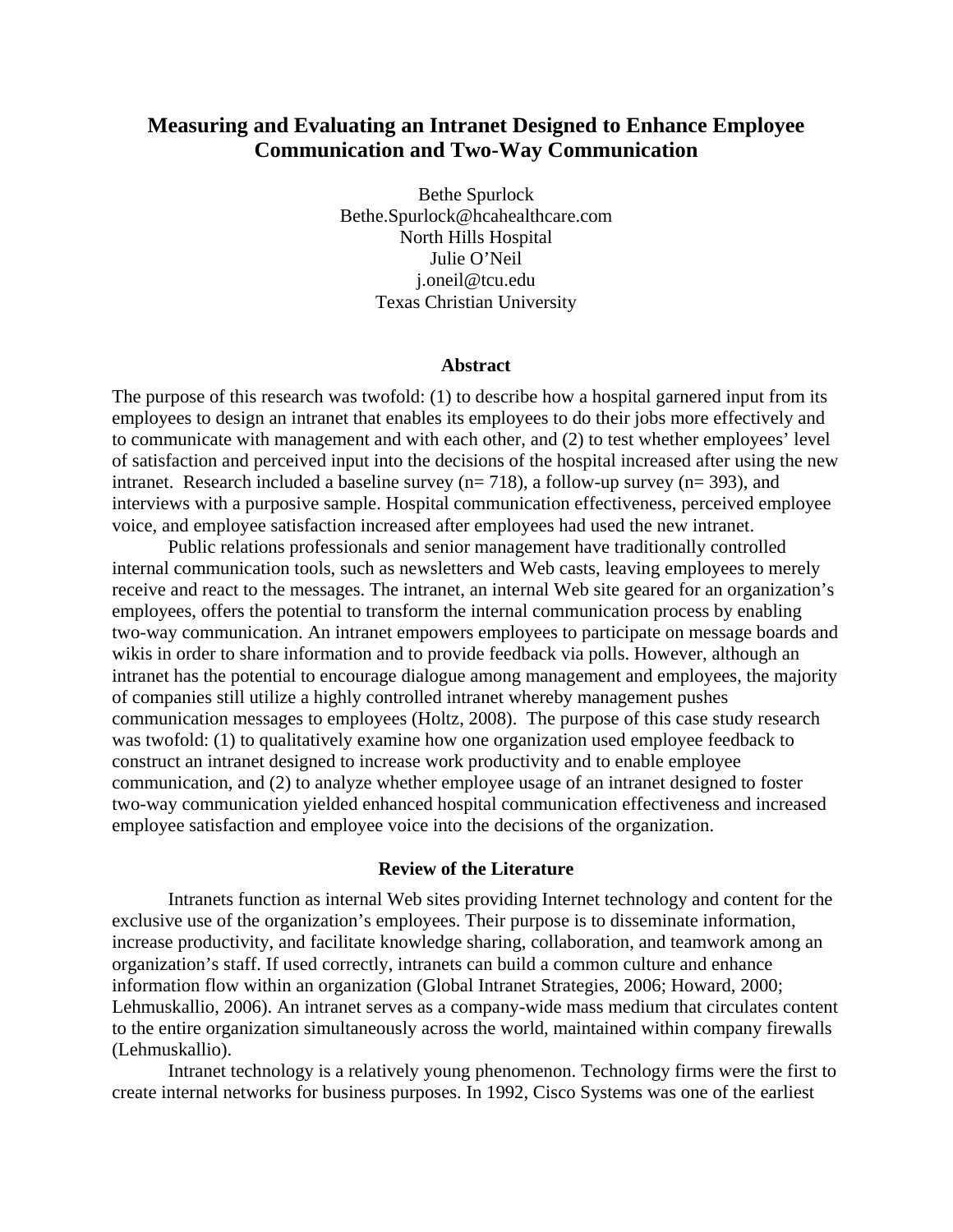# Measuring and Evaluating an Intranet Designed to Enhance Employee Communication and Two-Way Communication

Bethe Spurlock
Bethe.Spurlock@hcahealthcare.com
North Hills Hospital
Julie O'Neil
j.oneil@tcu.edu
Texas Christian University

## Abstract

The purpose of this research was twofold: (1) to describe how a hospital garnered input from its employees to design an intranet that enables its employees to do their jobs more effectively and to communicate with management and with each other, and (2) to test whether employees' level of satisfaction and perceived input into the decisions of the hospital increased after using the new intranet. Research included a baseline survey (n= 718), a follow-up survey (n= 393), and interviews with a purposive sample. Hospital communication effectiveness, perceived employee voice, and employee satisfaction increased after employees had used the new intranet.

Public relations professionals and senior management have traditionally controlled internal communication tools, such as newsletters and Web casts, leaving employees to merely receive and react to the messages. The intranet, an internal Web site geared for an organization's employees, offers the potential to transform the internal communication process by enabling two-way communication. An intranet empowers employees to participate on message boards and wikis in order to share information and to provide feedback via polls. However, although an intranet has the potential to encourage dialogue among management and employees, the majority of companies still utilize a highly controlled intranet whereby management pushes communication messages to employees (Holtz, 2008). The purpose of this case study research was twofold: (1) to qualitatively examine how one organization used employee feedback to construct an intranet designed to increase work productivity and to enable employee communication, and (2) to analyze whether employee usage of an intranet designed to foster two-way communication yielded enhanced hospital communication effectiveness and increased employee satisfaction and employee voice into the decisions of the organization.

## Review of the Literature

Intranets function as internal Web sites providing Internet technology and content for the exclusive use of the organization's employees. Their purpose is to disseminate information, increase productivity, and facilitate knowledge sharing, collaboration, and teamwork among an organization's staff. If used correctly, intranets can build a common culture and enhance information flow within an organization (Global Intranet Strategies, 2006; Howard, 2000; Lehmuskallio, 2006). An intranet serves as a company-wide mass medium that circulates content to the entire organization simultaneously across the world, maintained within company firewalls (Lehmuskallio).

Intranet technology is a relatively young phenomenon. Technology firms were the first to create internal networks for business purposes. In 1992, Cisco Systems was one of the earliest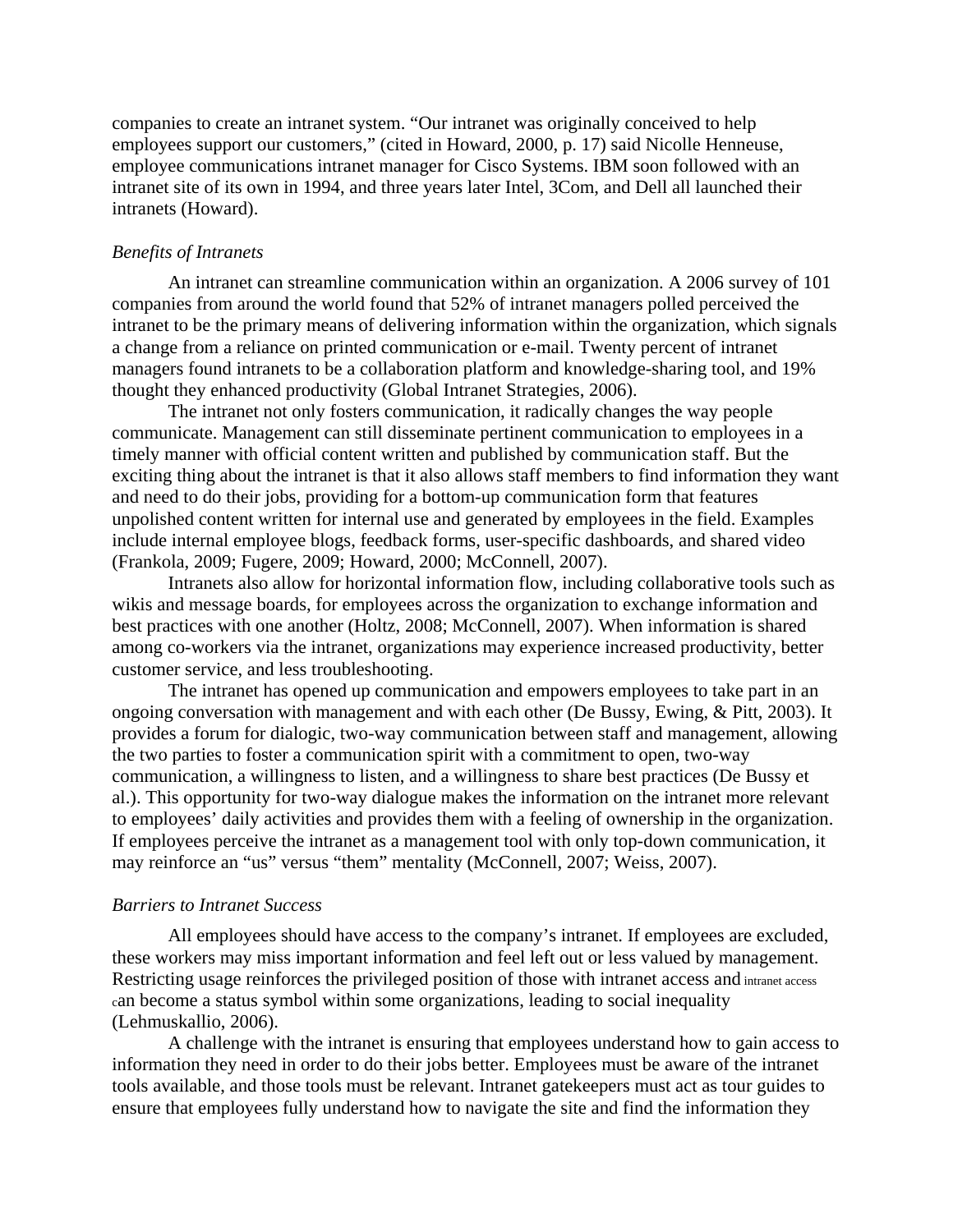companies to create an intranet system. "Our intranet was originally conceived to help employees support our customers," (cited in Howard, 2000, p. 17) said Nicolle Henneuse, employee communications intranet manager for Cisco Systems. IBM soon followed with an intranet site of its own in 1994, and three years later Intel, 3Com, and Dell all launched their intranets (Howard).

### *Benefits of Intranets*

An intranet can streamline communication within an organization. A 2006 survey of 101 companies from around the world found that 52% of intranet managers polled perceived the intranet to be the primary means of delivering information within the organization, which signals a change from a reliance on printed communication or e-mail. Twenty percent of intranet managers found intranets to be a collaboration platform and knowledge-sharing tool, and 19% thought they enhanced productivity (Global Intranet Strategies, 2006).

The intranet not only fosters communication, it radically changes the way people communicate. Management can still disseminate pertinent communication to employees in a timely manner with official content written and published by communication staff. But the exciting thing about the intranet is that it also allows staff members to find information they want and need to do their jobs, providing for a bottom-up communication form that features unpolished content written for internal use and generated by employees in the field. Examples include internal employee blogs, feedback forms, user-specific dashboards, and shared video (Frankola, 2009; Fugere, 2009; Howard, 2000; McConnell, 2007).

Intranets also allow for horizontal information flow, including collaborative tools such as wikis and message boards, for employees across the organization to exchange information and best practices with one another (Holtz, 2008; McConnell, 2007). When information is shared among co-workers via the intranet, organizations may experience increased productivity, better customer service, and less troubleshooting.

The intranet has opened up communication and empowers employees to take part in an ongoing conversation with management and with each other (De Bussy, Ewing, & Pitt, 2003). It provides a forum for dialogic, two-way communication between staff and management, allowing the two parties to foster a communication spirit with a commitment to open, two-way communication, a willingness to listen, and a willingness to share best practices (De Bussy et al.). This opportunity for two-way dialogue makes the information on the intranet more relevant to employees' daily activities and provides them with a feeling of ownership in the organization. If employees perceive the intranet as a management tool with only top-down communication, it may reinforce an "us" versus "them" mentality (McConnell, 2007; Weiss, 2007).

### *Barriers to Intranet Success*

All employees should have access to the company's intranet. If employees are excluded, these workers may miss important information and feel left out or less valued by management. Restricting usage reinforces the privileged position of those with intranet access and intranet access can become a status symbol within some organizations, leading to social inequality (Lehmuskallio, 2006).

A challenge with the intranet is ensuring that employees understand how to gain access to information they need in order to do their jobs better. Employees must be aware of the intranet tools available, and those tools must be relevant. Intranet gatekeepers must act as tour guides to ensure that employees fully understand how to navigate the site and find the information they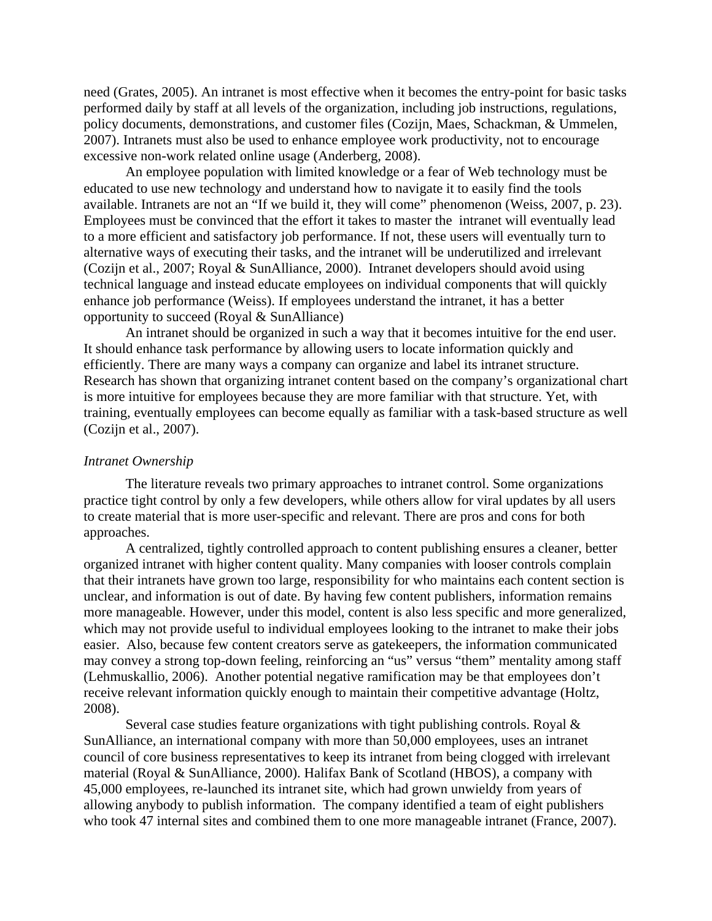need (Grates, 2005). An intranet is most effective when it becomes the entry-point for basic tasks performed daily by staff at all levels of the organization, including job instructions, regulations, policy documents, demonstrations, and customer files (Cozijn, Maes, Schackman, & Ummelen, 2007). Intranets must also be used to enhance employee work productivity, not to encourage excessive non-work related online usage (Anderberg, 2008).

An employee population with limited knowledge or a fear of Web technology must be educated to use new technology and understand how to navigate it to easily find the tools available. Intranets are not an "If we build it, they will come" phenomenon (Weiss, 2007, p. 23). Employees must be convinced that the effort it takes to master the intranet will eventually lead to a more efficient and satisfactory job performance. If not, these users will eventually turn to alternative ways of executing their tasks, and the intranet will be underutilized and irrelevant (Cozijn et al., 2007; Royal & SunAlliance, 2000). Intranet developers should avoid using technical language and instead educate employees on individual components that will quickly enhance job performance (Weiss). If employees understand the intranet, it has a better opportunity to succeed (Royal & SunAlliance)

An intranet should be organized in such a way that it becomes intuitive for the end user. It should enhance task performance by allowing users to locate information quickly and efficiently. There are many ways a company can organize and label its intranet structure. Research has shown that organizing intranet content based on the company's organizational chart is more intuitive for employees because they are more familiar with that structure. Yet, with training, eventually employees can become equally as familiar with a task-based structure as well (Cozijn et al., 2007).

*Intranet Ownership*

The literature reveals two primary approaches to intranet control. Some organizations practice tight control by only a few developers, while others allow for viral updates by all users to create material that is more user-specific and relevant. There are pros and cons for both approaches.

A centralized, tightly controlled approach to content publishing ensures a cleaner, better organized intranet with higher content quality. Many companies with looser controls complain that their intranets have grown too large, responsibility for who maintains each content section is unclear, and information is out of date. By having few content publishers, information remains more manageable. However, under this model, content is also less specific and more generalized, which may not provide useful to individual employees looking to the intranet to make their jobs easier. Also, because few content creators serve as gatekeepers, the information communicated may convey a strong top-down feeling, reinforcing an "us" versus "them" mentality among staff (Lehmuskallio, 2006). Another potential negative ramification may be that employees don't receive relevant information quickly enough to maintain their competitive advantage (Holtz, 2008).

Several case studies feature organizations with tight publishing controls. Royal & SunAlliance, an international company with more than 50,000 employees, uses an intranet council of core business representatives to keep its intranet from being clogged with irrelevant material (Royal & SunAlliance, 2000). Halifax Bank of Scotland (HBOS), a company with 45,000 employees, re-launched its intranet site, which had grown unwieldy from years of allowing anybody to publish information. The company identified a team of eight publishers who took 47 internal sites and combined them to one more manageable intranet (France, 2007).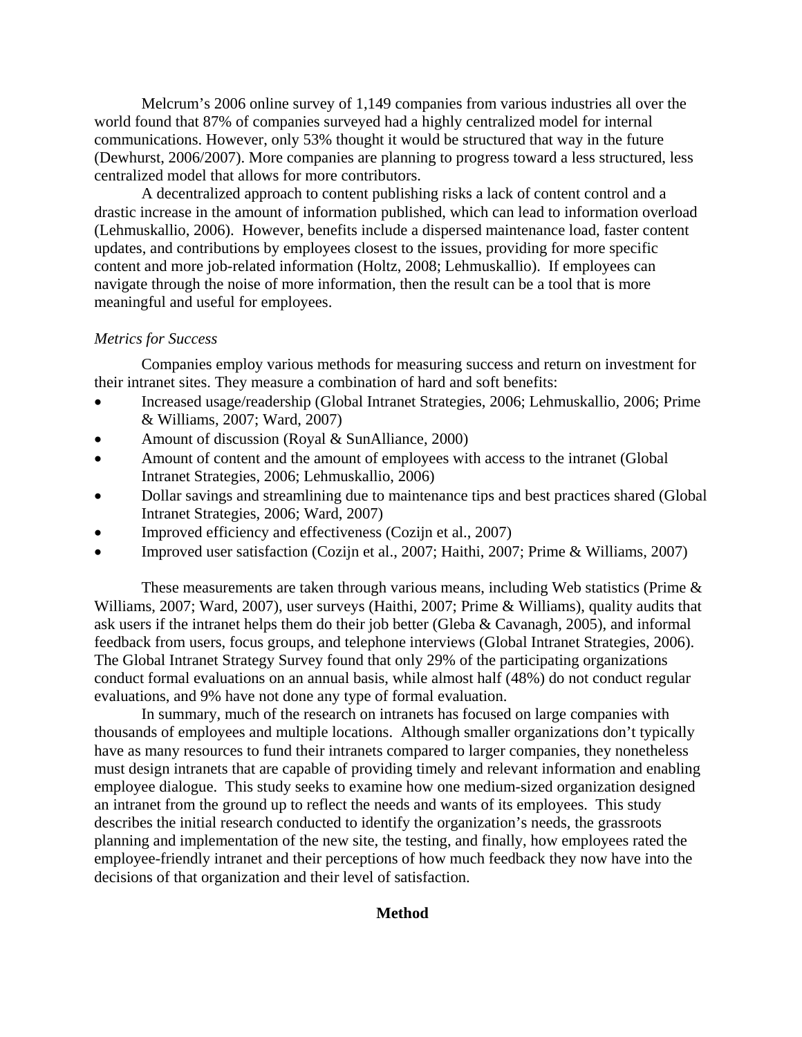Melcrum's 2006 online survey of 1,149 companies from various industries all over the world found that 87% of companies surveyed had a highly centralized model for internal communications. However, only 53% thought it would be structured that way in the future (Dewhurst, 2006/2007). More companies are planning to progress toward a less structured, less centralized model that allows for more contributors.

A decentralized approach to content publishing risks a lack of content control and a drastic increase in the amount of information published, which can lead to information overload (Lehmuskallio, 2006). However, benefits include a dispersed maintenance load, faster content updates, and contributions by employees closest to the issues, providing for more specific content and more job-related information (Holtz, 2008; Lehmuskallio). If employees can navigate through the noise of more information, then the result can be a tool that is more meaningful and useful for employees.

*Metrics for Success*

Companies employ various methods for measuring success and return on investment for their intranet sites. They measure a combination of hard and soft benefits:

- Increased usage/readership (Global Intranet Strategies, 2006; Lehmuskallio, 2006; Prime & Williams, 2007; Ward, 2007)
- Amount of discussion (Royal & SunAlliance, 2000)
- Amount of content and the amount of employees with access to the intranet (Global Intranet Strategies, 2006; Lehmuskallio, 2006)
- Dollar savings and streamlining due to maintenance tips and best practices shared (Global Intranet Strategies, 2006; Ward, 2007)
- Improved efficiency and effectiveness (Cozijn et al., 2007)
- Improved user satisfaction (Cozijn et al., 2007; Haithi, 2007; Prime & Williams, 2007)

These measurements are taken through various means, including Web statistics (Prime & Williams, 2007; Ward, 2007), user surveys (Haithi, 2007; Prime & Williams), quality audits that ask users if the intranet helps them do their job better (Gleba & Cavanagh, 2005), and informal feedback from users, focus groups, and telephone interviews (Global Intranet Strategies, 2006). The Global Intranet Strategy Survey found that only 29% of the participating organizations conduct formal evaluations on an annual basis, while almost half (48%) do not conduct regular evaluations, and 9% have not done any type of formal evaluation.

In summary, much of the research on intranets has focused on large companies with thousands of employees and multiple locations. Although smaller organizations don't typically have as many resources to fund their intranets compared to larger companies, they nonetheless must design intranets that are capable of providing timely and relevant information and enabling employee dialogue. This study seeks to examine how one medium-sized organization designed an intranet from the ground up to reflect the needs and wants of its employees. This study describes the initial research conducted to identify the organization's needs, the grassroots planning and implementation of the new site, the testing, and finally, how employees rated the employee-friendly intranet and their perceptions of how much feedback they now have into the decisions of that organization and their level of satisfaction.

## Method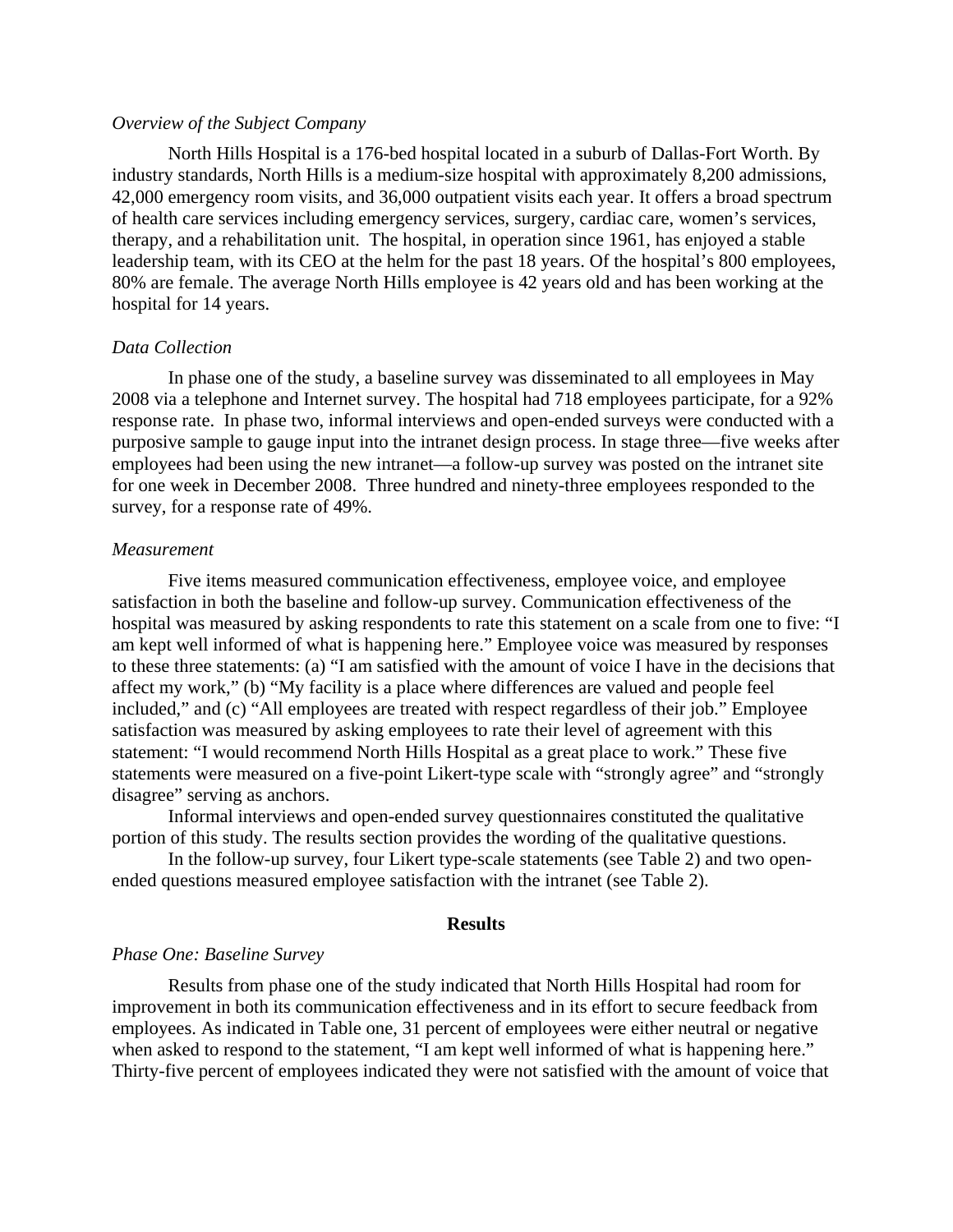*Overview of the Subject Company*

North Hills Hospital is a 176-bed hospital located in a suburb of Dallas-Fort Worth. By industry standards, North Hills is a medium-size hospital with approximately 8,200 admissions, 42,000 emergency room visits, and 36,000 outpatient visits each year. It offers a broad spectrum of health care services including emergency services, surgery, cardiac care, women's services, therapy, and a rehabilitation unit. The hospital, in operation since 1961, has enjoyed a stable leadership team, with its CEO at the helm for the past 18 years. Of the hospital's 800 employees, 80% are female. The average North Hills employee is 42 years old and has been working at the hospital for 14 years.

*Data Collection*

In phase one of the study, a baseline survey was disseminated to all employees in May 2008 via a telephone and Internet survey. The hospital had 718 employees participate, for a 92% response rate. In phase two, informal interviews and open-ended surveys were conducted with a purposive sample to gauge input into the intranet design process. In stage three—five weeks after employees had been using the new intranet—a follow-up survey was posted on the intranet site for one week in December 2008. Three hundred and ninety-three employees responded to the survey, for a response rate of 49%.

*Measurement*

Five items measured communication effectiveness, employee voice, and employee satisfaction in both the baseline and follow-up survey. Communication effectiveness of the hospital was measured by asking respondents to rate this statement on a scale from one to five: "I am kept well informed of what is happening here." Employee voice was measured by responses to these three statements: (a) "I am satisfied with the amount of voice I have in the decisions that affect my work," (b) "My facility is a place where differences are valued and people feel included," and (c) "All employees are treated with respect regardless of their job." Employee satisfaction was measured by asking employees to rate their level of agreement with this statement: "I would recommend North Hills Hospital as a great place to work." These five statements were measured on a five-point Likert-type scale with "strongly agree" and "strongly disagree" serving as anchors.

Informal interviews and open-ended survey questionnaires constituted the qualitative portion of this study. The results section provides the wording of the qualitative questions.

In the follow-up survey, four Likert type-scale statements (see Table 2) and two open-ended questions measured employee satisfaction with the intranet (see Table 2).

## Results

*Phase One: Baseline Survey*

Results from phase one of the study indicated that North Hills Hospital had room for improvement in both its communication effectiveness and in its effort to secure feedback from employees. As indicated in Table one, 31 percent of employees were either neutral or negative when asked to respond to the statement, "I am kept well informed of what is happening here." Thirty-five percent of employees indicated they were not satisfied with the amount of voice that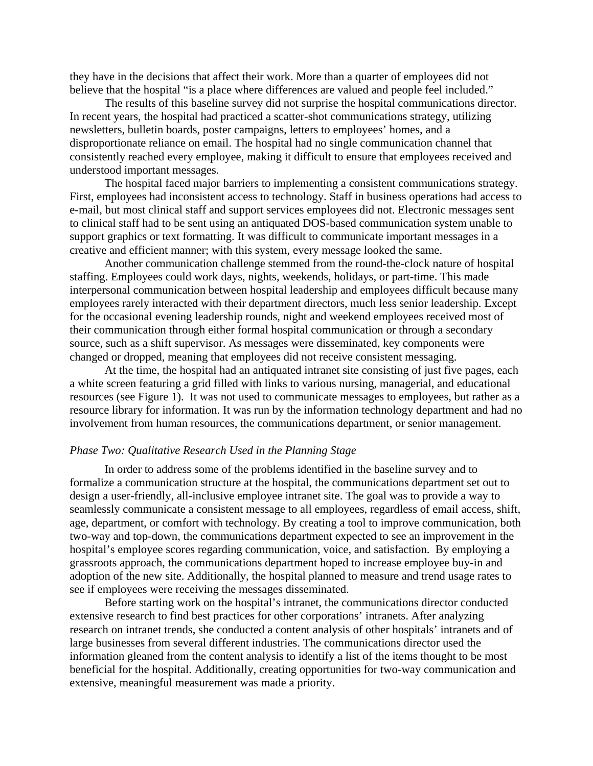they have in the decisions that affect their work. More than a quarter of employees did not believe that the hospital "is a place where differences are valued and people feel included."

The results of this baseline survey did not surprise the hospital communications director. In recent years, the hospital had practiced a scatter-shot communications strategy, utilizing newsletters, bulletin boards, poster campaigns, letters to employees' homes, and a disproportionate reliance on email. The hospital had no single communication channel that consistently reached every employee, making it difficult to ensure that employees received and understood important messages.

The hospital faced major barriers to implementing a consistent communications strategy. First, employees had inconsistent access to technology. Staff in business operations had access to e-mail, but most clinical staff and support services employees did not. Electronic messages sent to clinical staff had to be sent using an antiquated DOS-based communication system unable to support graphics or text formatting. It was difficult to communicate important messages in a creative and efficient manner; with this system, every message looked the same.

Another communication challenge stemmed from the round-the-clock nature of hospital staffing. Employees could work days, nights, weekends, holidays, or part-time. This made interpersonal communication between hospital leadership and employees difficult because many employees rarely interacted with their department directors, much less senior leadership. Except for the occasional evening leadership rounds, night and weekend employees received most of their communication through either formal hospital communication or through a secondary source, such as a shift supervisor. As messages were disseminated, key components were changed or dropped, meaning that employees did not receive consistent messaging.

At the time, the hospital had an antiquated intranet site consisting of just five pages, each a white screen featuring a grid filled with links to various nursing, managerial, and educational resources (see Figure 1). It was not used to communicate messages to employees, but rather as a resource library for information. It was run by the information technology department and had no involvement from human resources, the communications department, or senior management.

*Phase Two: Qualitative Research Used in the Planning Stage*

In order to address some of the problems identified in the baseline survey and to formalize a communication structure at the hospital, the communications department set out to design a user-friendly, all-inclusive employee intranet site. The goal was to provide a way to seamlessly communicate a consistent message to all employees, regardless of email access, shift, age, department, or comfort with technology. By creating a tool to improve communication, both two-way and top-down, the communications department expected to see an improvement in the hospital's employee scores regarding communication, voice, and satisfaction. By employing a grassroots approach, the communications department hoped to increase employee buy-in and adoption of the new site. Additionally, the hospital planned to measure and trend usage rates to see if employees were receiving the messages disseminated.

Before starting work on the hospital's intranet, the communications director conducted extensive research to find best practices for other corporations' intranets. After analyzing research on intranet trends, she conducted a content analysis of other hospitals' intranets and of large businesses from several different industries. The communications director used the information gleaned from the content analysis to identify a list of the items thought to be most beneficial for the hospital. Additionally, creating opportunities for two-way communication and extensive, meaningful measurement was made a priority.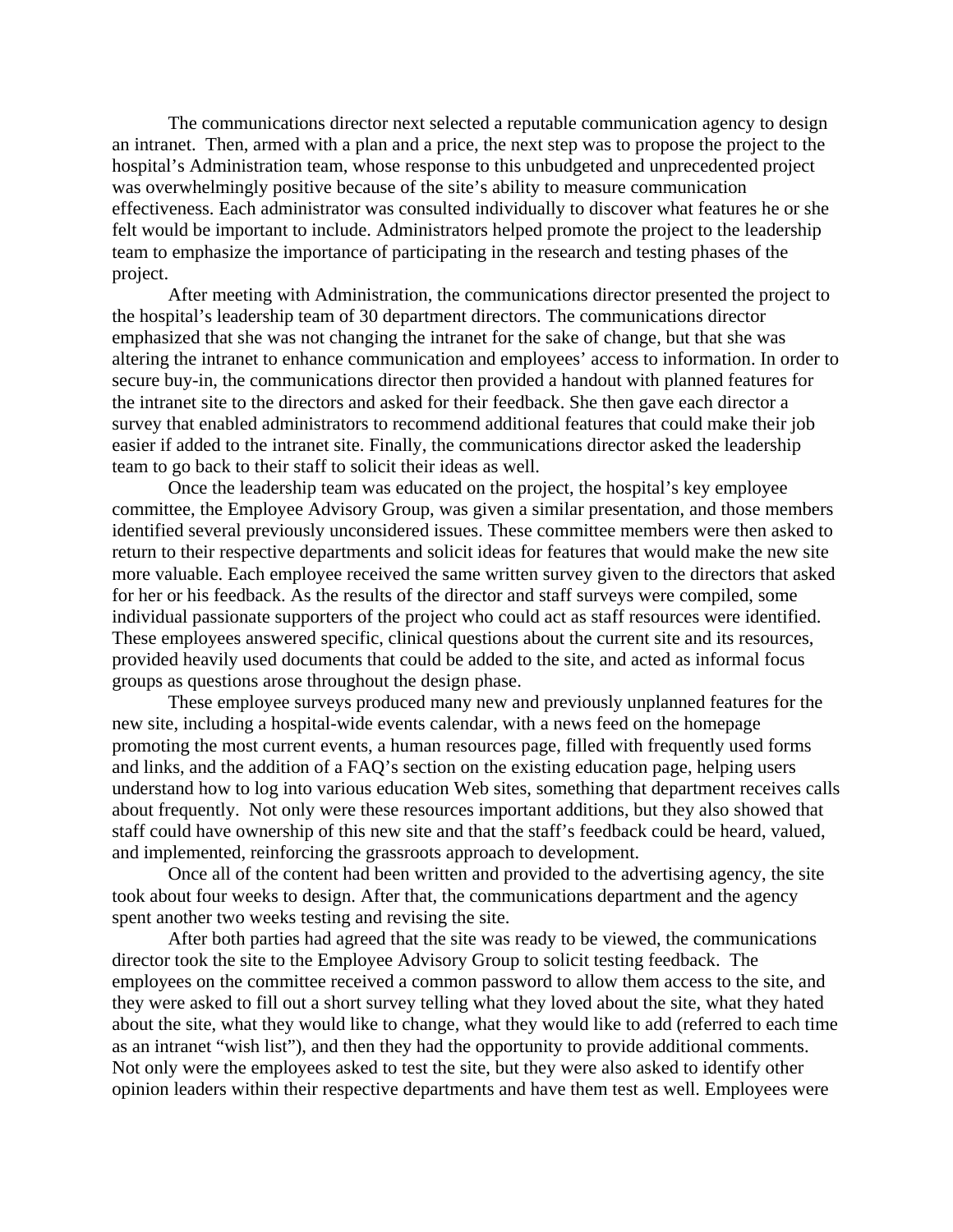The communications director next selected a reputable communication agency to design an intranet. Then, armed with a plan and a price, the next step was to propose the project to the hospital's Administration team, whose response to this unbudgeted and unprecedented project was overwhelmingly positive because of the site's ability to measure communication effectiveness. Each administrator was consulted individually to discover what features he or she felt would be important to include. Administrators helped promote the project to the leadership team to emphasize the importance of participating in the research and testing phases of the project.

After meeting with Administration, the communications director presented the project to the hospital's leadership team of 30 department directors. The communications director emphasized that she was not changing the intranet for the sake of change, but that she was altering the intranet to enhance communication and employees' access to information. In order to secure buy-in, the communications director then provided a handout with planned features for the intranet site to the directors and asked for their feedback. She then gave each director a survey that enabled administrators to recommend additional features that could make their job easier if added to the intranet site. Finally, the communications director asked the leadership team to go back to their staff to solicit their ideas as well.

Once the leadership team was educated on the project, the hospital's key employee committee, the Employee Advisory Group, was given a similar presentation, and those members identified several previously unconsidered issues. These committee members were then asked to return to their respective departments and solicit ideas for features that would make the new site more valuable. Each employee received the same written survey given to the directors that asked for her or his feedback. As the results of the director and staff surveys were compiled, some individual passionate supporters of the project who could act as staff resources were identified. These employees answered specific, clinical questions about the current site and its resources, provided heavily used documents that could be added to the site, and acted as informal focus groups as questions arose throughout the design phase.

These employee surveys produced many new and previously unplanned features for the new site, including a hospital-wide events calendar, with a news feed on the homepage promoting the most current events, a human resources page, filled with frequently used forms and links, and the addition of a FAQ's section on the existing education page, helping users understand how to log into various education Web sites, something that department receives calls about frequently. Not only were these resources important additions, but they also showed that staff could have ownership of this new site and that the staff's feedback could be heard, valued, and implemented, reinforcing the grassroots approach to development.

Once all of the content had been written and provided to the advertising agency, the site took about four weeks to design. After that, the communications department and the agency spent another two weeks testing and revising the site.

After both parties had agreed that the site was ready to be viewed, the communications director took the site to the Employee Advisory Group to solicit testing feedback. The employees on the committee received a common password to allow them access to the site, and they were asked to fill out a short survey telling what they loved about the site, what they hated about the site, what they would like to change, what they would like to add (referred to each time as an intranet "wish list"), and then they had the opportunity to provide additional comments. Not only were the employees asked to test the site, but they were also asked to identify other opinion leaders within their respective departments and have them test as well. Employees were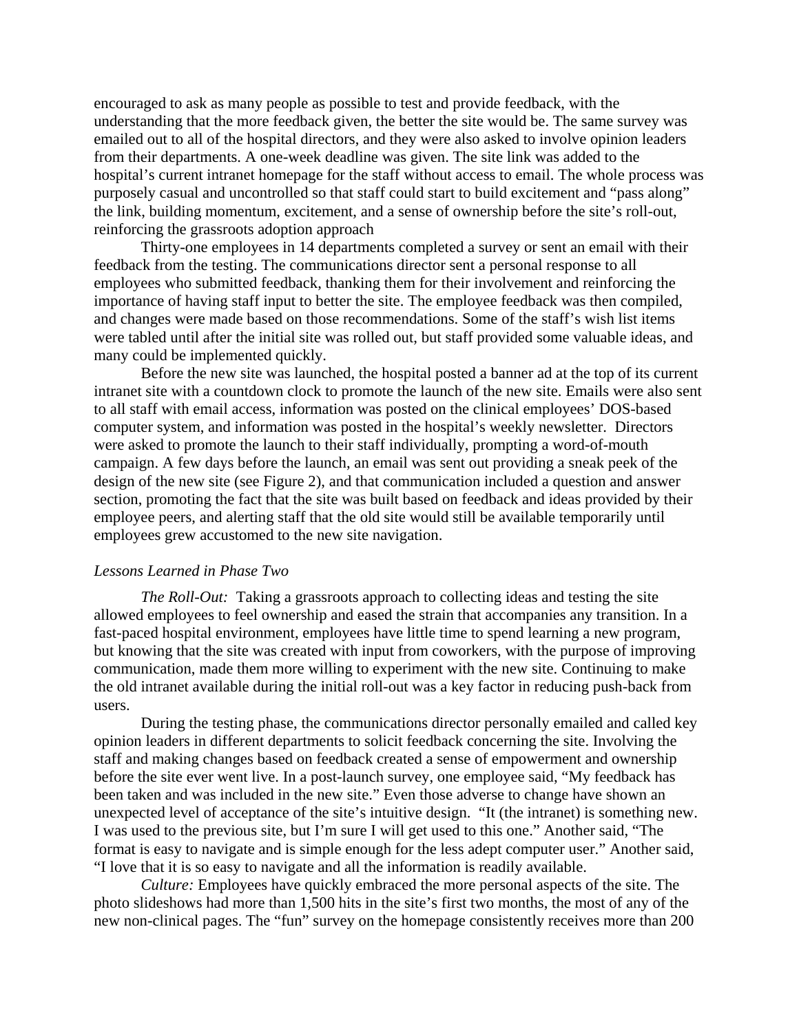encouraged to ask as many people as possible to test and provide feedback, with the understanding that the more feedback given, the better the site would be. The same survey was emailed out to all of the hospital directors, and they were also asked to involve opinion leaders from their departments. A one-week deadline was given. The site link was added to the hospital's current intranet homepage for the staff without access to email. The whole process was purposely casual and uncontrolled so that staff could start to build excitement and "pass along" the link, building momentum, excitement, and a sense of ownership before the site's roll-out, reinforcing the grassroots adoption approach

Thirty-one employees in 14 departments completed a survey or sent an email with their feedback from the testing. The communications director sent a personal response to all employees who submitted feedback, thanking them for their involvement and reinforcing the importance of having staff input to better the site. The employee feedback was then compiled, and changes were made based on those recommendations. Some of the staff's wish list items were tabled until after the initial site was rolled out, but staff provided some valuable ideas, and many could be implemented quickly.

Before the new site was launched, the hospital posted a banner ad at the top of its current intranet site with a countdown clock to promote the launch of the new site. Emails were also sent to all staff with email access, information was posted on the clinical employees' DOS-based computer system, and information was posted in the hospital's weekly newsletter. Directors were asked to promote the launch to their staff individually, prompting a word-of-mouth campaign. A few days before the launch, an email was sent out providing a sneak peek of the design of the new site (see Figure 2), and that communication included a question and answer section, promoting the fact that the site was built based on feedback and ideas provided by their employee peers, and alerting staff that the old site would still be available temporarily until employees grew accustomed to the new site navigation.

### *Lessons Learned in Phase Two*

*The Roll-Out:* Taking a grassroots approach to collecting ideas and testing the site allowed employees to feel ownership and eased the strain that accompanies any transition. In a fast-paced hospital environment, employees have little time to spend learning a new program, but knowing that the site was created with input from coworkers, with the purpose of improving communication, made them more willing to experiment with the new site. Continuing to make the old intranet available during the initial roll-out was a key factor in reducing push-back from users.

During the testing phase, the communications director personally emailed and called key opinion leaders in different departments to solicit feedback concerning the site. Involving the staff and making changes based on feedback created a sense of empowerment and ownership before the site ever went live. In a post-launch survey, one employee said, "My feedback has been taken and was included in the new site." Even those adverse to change have shown an unexpected level of acceptance of the site's intuitive design. "It (the intranet) is something new. I was used to the previous site, but I'm sure I will get used to this one." Another said, "The format is easy to navigate and is simple enough for the less adept computer user." Another said, "I love that it is so easy to navigate and all the information is readily available.

*Culture:* Employees have quickly embraced the more personal aspects of the site. The photo slideshows had more than 1,500 hits in the site's first two months, the most of any of the new non-clinical pages. The "fun" survey on the homepage consistently receives more than 200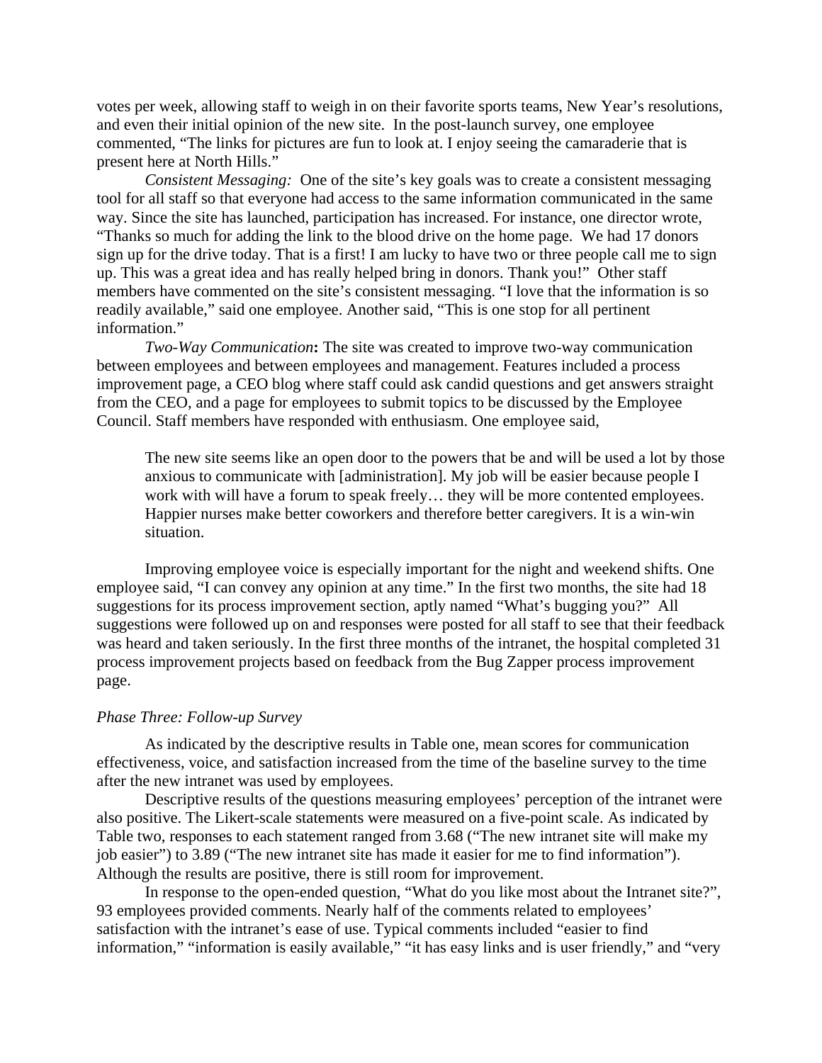votes per week, allowing staff to weigh in on their favorite sports teams, New Year's resolutions, and even their initial opinion of the new site. In the post-launch survey, one employee commented, "The links for pictures are fun to look at. I enjoy seeing the camaraderie that is present here at North Hills."

*Consistent Messaging:* One of the site's key goals was to create a consistent messaging tool for all staff so that everyone had access to the same information communicated in the same way. Since the site has launched, participation has increased. For instance, one director wrote, "Thanks so much for adding the link to the blood drive on the home page. We had 17 donors sign up for the drive today. That is a first! I am lucky to have two or three people call me to sign up. This was a great idea and has really helped bring in donors. Thank you!" Other staff members have commented on the site's consistent messaging. "I love that the information is so readily available," said one employee. Another said, "This is one stop for all pertinent information."

*Two-Way Communication***:** The site was created to improve two-way communication between employees and between employees and management. Features included a process improvement page, a CEO blog where staff could ask candid questions and get answers straight from the CEO, and a page for employees to submit topics to be discussed by the Employee Council. Staff members have responded with enthusiasm. One employee said,

> The new site seems like an open door to the powers that be and will be used a lot by those anxious to communicate with [administration]. My job will be easier because people I work with will have a forum to speak freely… they will be more contented employees. Happier nurses make better coworkers and therefore better caregivers. It is a win-win situation.

Improving employee voice is especially important for the night and weekend shifts. One employee said, "I can convey any opinion at any time." In the first two months, the site had 18 suggestions for its process improvement section, aptly named "What's bugging you?" All suggestions were followed up on and responses were posted for all staff to see that their feedback was heard and taken seriously. In the first three months of the intranet, the hospital completed 31 process improvement projects based on feedback from the Bug Zapper process improvement page.

*Phase Three: Follow-up Survey*

As indicated by the descriptive results in Table one, mean scores for communication effectiveness, voice, and satisfaction increased from the time of the baseline survey to the time after the new intranet was used by employees.

Descriptive results of the questions measuring employees' perception of the intranet were also positive. The Likert-scale statements were measured on a five-point scale. As indicated by Table two, responses to each statement ranged from 3.68 ("The new intranet site will make my job easier") to 3.89 ("The new intranet site has made it easier for me to find information"). Although the results are positive, there is still room for improvement.

In response to the open-ended question, "What do you like most about the Intranet site?", 93 employees provided comments. Nearly half of the comments related to employees' satisfaction with the intranet's ease of use. Typical comments included "easier to find information," "information is easily available," "it has easy links and is user friendly," and "very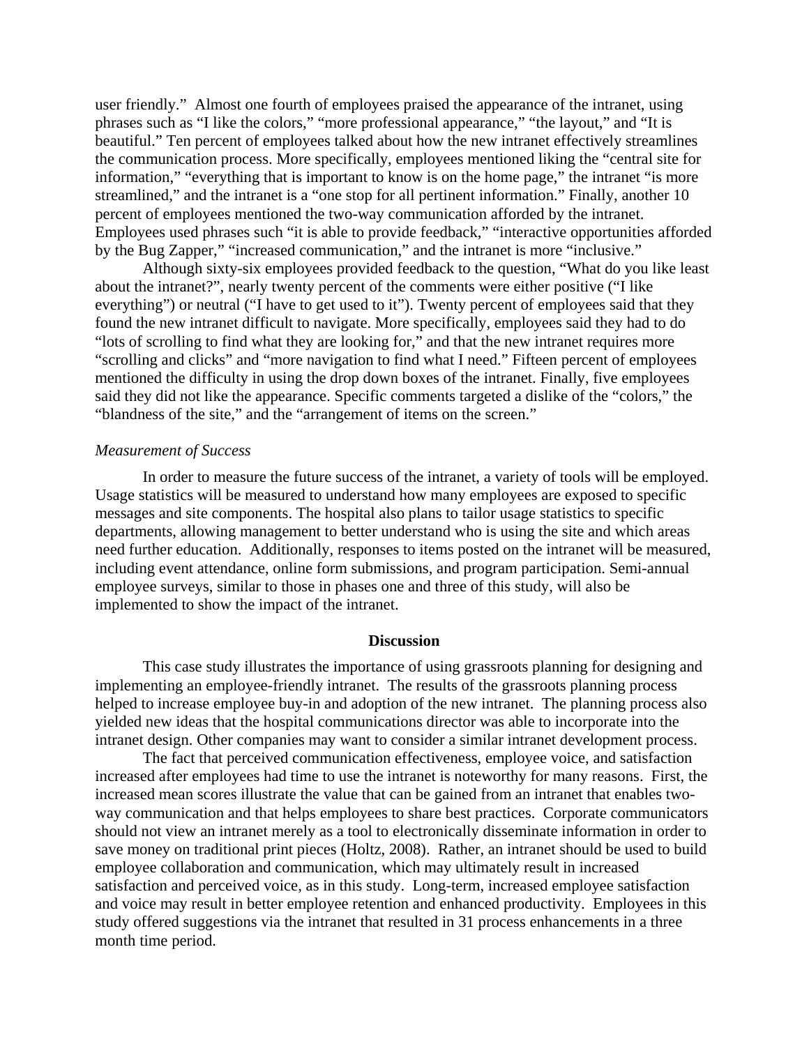user friendly." Almost one fourth of employees praised the appearance of the intranet, using phrases such as "I like the colors," "more professional appearance," "the layout," and "It is beautiful." Ten percent of employees talked about how the new intranet effectively streamlines the communication process. More specifically, employees mentioned liking the "central site for information," "everything that is important to know is on the home page," the intranet "is more streamlined," and the intranet is a "one stop for all pertinent information." Finally, another 10 percent of employees mentioned the two-way communication afforded by the intranet. Employees used phrases such "it is able to provide feedback," "interactive opportunities afforded by the Bug Zapper," "increased communication," and the intranet is more "inclusive."

Although sixty-six employees provided feedback to the question, "What do you like least about the intranet?", nearly twenty percent of the comments were either positive ("I like everything") or neutral ("I have to get used to it"). Twenty percent of employees said that they found the new intranet difficult to navigate. More specifically, employees said they had to do "lots of scrolling to find what they are looking for," and that the new intranet requires more "scrolling and clicks" and "more navigation to find what I need." Fifteen percent of employees mentioned the difficulty in using the drop down boxes of the intranet. Finally, five employees said they did not like the appearance. Specific comments targeted a dislike of the "colors," the "blandness of the site," and the "arrangement of items on the screen."

*Measurement of Success*

In order to measure the future success of the intranet, a variety of tools will be employed. Usage statistics will be measured to understand how many employees are exposed to specific messages and site components. The hospital also plans to tailor usage statistics to specific departments, allowing management to better understand who is using the site and which areas need further education. Additionally, responses to items posted on the intranet will be measured, including event attendance, online form submissions, and program participation. Semi-annual employee surveys, similar to those in phases one and three of this study, will also be implemented to show the impact of the intranet.

## Discussion

This case study illustrates the importance of using grassroots planning for designing and implementing an employee-friendly intranet. The results of the grassroots planning process helped to increase employee buy-in and adoption of the new intranet. The planning process also yielded new ideas that the hospital communications director was able to incorporate into the intranet design. Other companies may want to consider a similar intranet development process.

The fact that perceived communication effectiveness, employee voice, and satisfaction increased after employees had time to use the intranet is noteworthy for many reasons. First, the increased mean scores illustrate the value that can be gained from an intranet that enables two-way communication and that helps employees to share best practices. Corporate communicators should not view an intranet merely as a tool to electronically disseminate information in order to save money on traditional print pieces (Holtz, 2008). Rather, an intranet should be used to build employee collaboration and communication, which may ultimately result in increased satisfaction and perceived voice, as in this study. Long-term, increased employee satisfaction and voice may result in better employee retention and enhanced productivity. Employees in this study offered suggestions via the intranet that resulted in 31 process enhancements in a three month time period.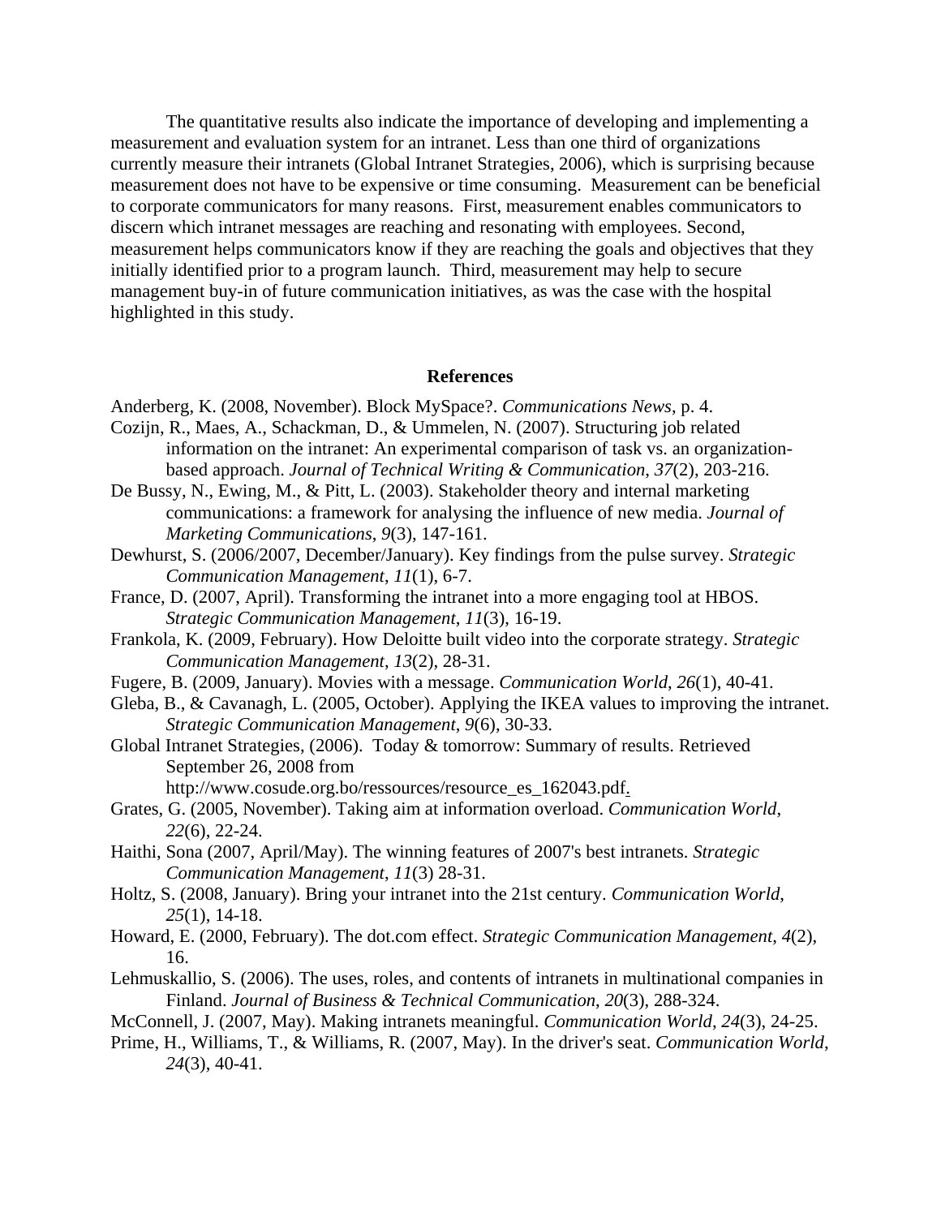The quantitative results also indicate the importance of developing and implementing a measurement and evaluation system for an intranet. Less than one third of organizations currently measure their intranets (Global Intranet Strategies, 2006), which is surprising because measurement does not have to be expensive or time consuming. Measurement can be beneficial to corporate communicators for many reasons. First, measurement enables communicators to discern which intranet messages are reaching and resonating with employees. Second, measurement helps communicators know if they are reaching the goals and objectives that they initially identified prior to a program launch. Third, measurement may help to secure management buy-in of future communication initiatives, as was the case with the hospital highlighted in this study.

## References

Anderberg, K. (2008, November). Block MySpace?. *Communications News*, p. 4.

Cozijn, R., Maes, A., Schackman, D., & Ummelen, N. (2007). Structuring job related information on the intranet: An experimental comparison of task vs. an organization-based approach. *Journal of Technical Writing & Communication*, *37*(2), 203-216.

De Bussy, N., Ewing, M., & Pitt, L. (2003). Stakeholder theory and internal marketing communications: a framework for analysing the influence of new media. *Journal of Marketing Communications*, *9*(3), 147-161.

Dewhurst, S. (2006/2007, December/January). Key findings from the pulse survey. *Strategic Communication Management*, *11*(1), 6-7.

France, D. (2007, April). Transforming the intranet into a more engaging tool at HBOS. *Strategic Communication Management*, *11*(3), 16-19.

Frankola, K. (2009, February). How Deloitte built video into the corporate strategy. *Strategic Communication Management*, *13*(2), 28-31.

Fugere, B. (2009, January). Movies with a message. *Communication World*, *26*(1), 40-41.

Gleba, B., & Cavanagh, L. (2005, October). Applying the IKEA values to improving the intranet. *Strategic Communication Management*, *9*(6), 30-33.

Global Intranet Strategies, (2006). Today & tomorrow: Summary of results. Retrieved September 26, 2008 from http://www.cosude.org.bo/ressources/resource_es_162043.pdf.

Grates, G. (2005, November). Taking aim at information overload. *Communication World*, *22*(6), 22-24.

Haithi, Sona (2007, April/May). The winning features of 2007's best intranets. *Strategic Communication Management*, *11*(3) 28-31.

Holtz, S. (2008, January). Bring your intranet into the 21st century. *Communication World*, *25*(1), 14-18.

Howard, E. (2000, February). The dot.com effect. *Strategic Communication Management*, *4*(2), 16.

Lehmuskallio, S. (2006). The uses, roles, and contents of intranets in multinational companies in Finland. *Journal of Business & Technical Communication*, *20*(3), 288-324.

McConnell, J. (2007, May). Making intranets meaningful. *Communication World*, *24*(3), 24-25.

Prime, H., Williams, T., & Williams, R. (2007, May). In the driver's seat. *Communication World*, *24*(3), 40-41.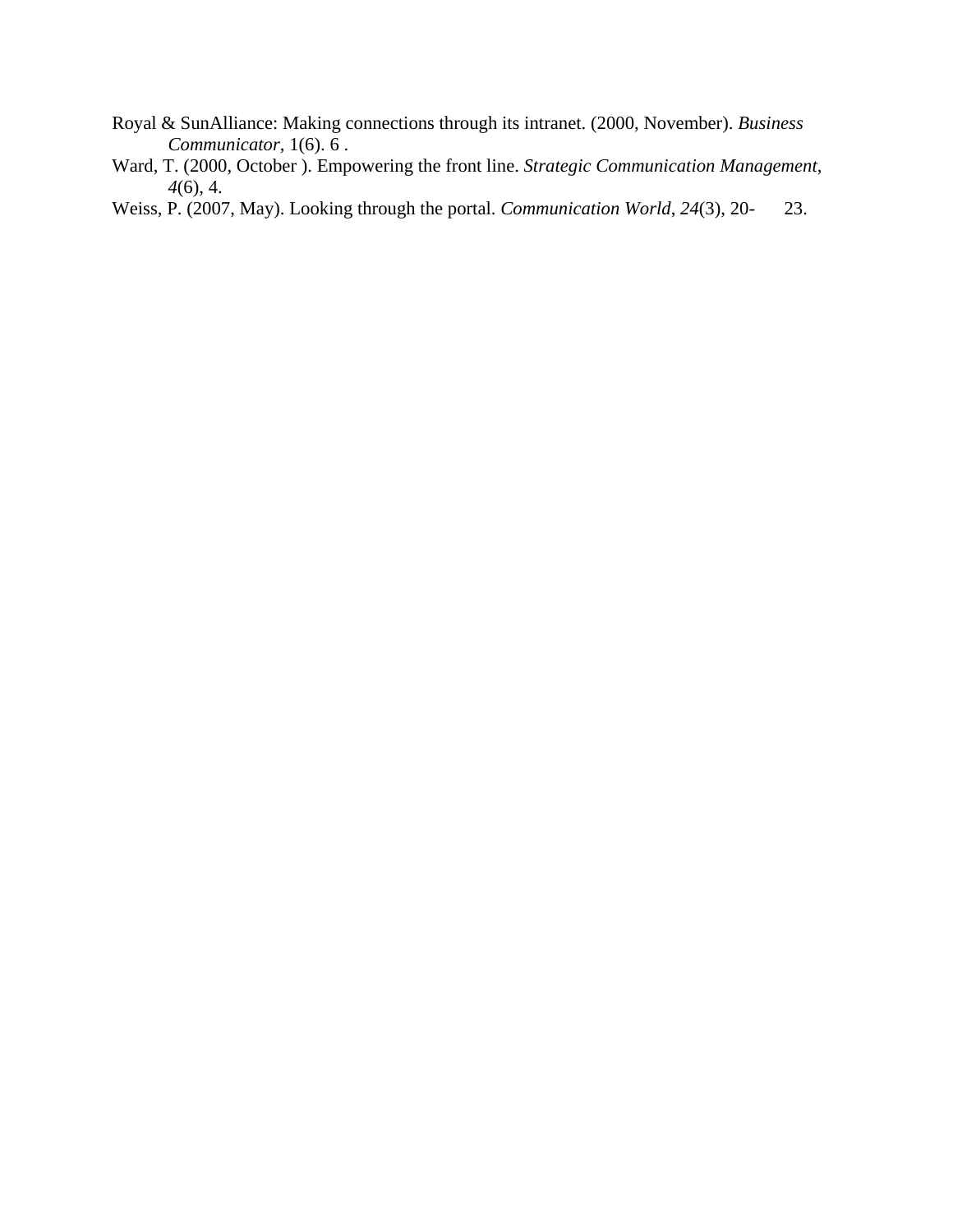Royal & SunAlliance: Making connections through its intranet. (2000, November). *Business Communicator*, 1(6). 6 .

Ward, T. (2000, October ). Empowering the front line. *Strategic Communication Management*, *4*(6), 4.

Weiss, P. (2007, May). Looking through the portal. *Communication World*, *24*(3), 20- 23.